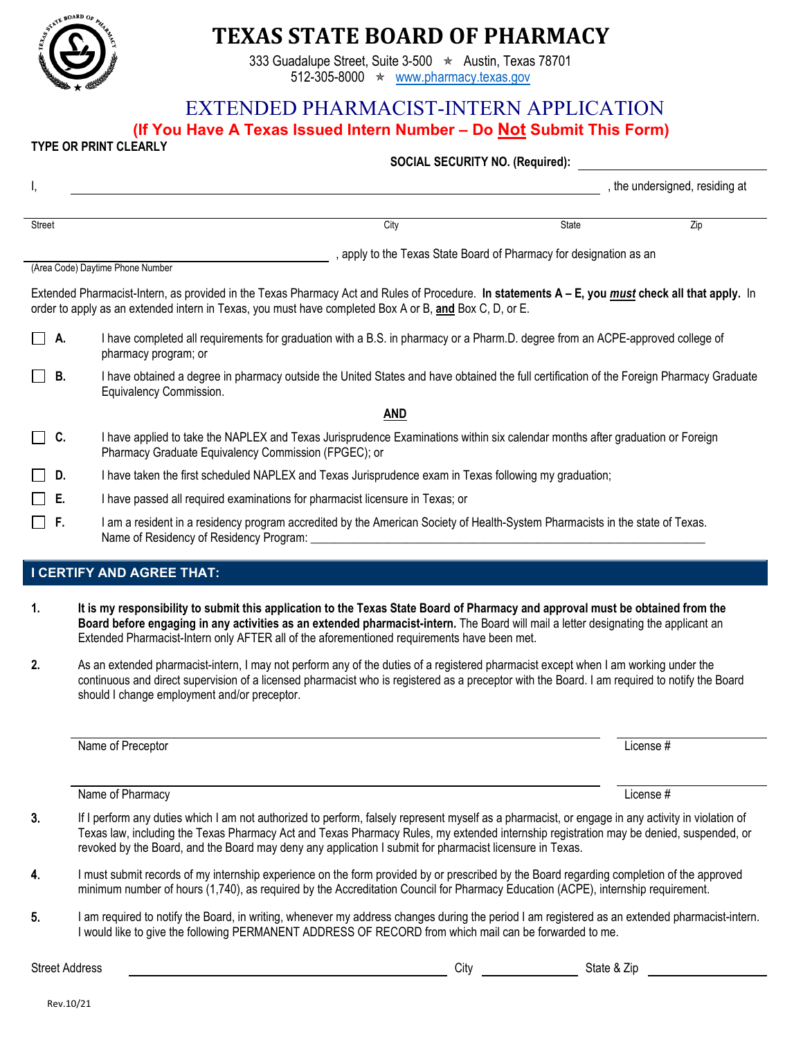# TEXAS STATE BOARD OF PHARMACY

333 Guadalupe Street, Suite 3-500 ✭ Austin, Texas 78701
512-305-8000 ✭ www.pharmacy.texas.gov

## EXTENDED PHARMACIST-INTERN APPLICATION

**(If You Have A Texas Issued Intern Number – Do Not Submit This Form)**

**TYPE OR PRINT CLEARLY**

**SOCIAL SECURITY NO. (Required):** ____________________

I, ______________________________________________, the undersigned, residing at

______________________________________________________________________
Street City State Zip

______________________________, apply to the Texas State Board of Pharmacy for designation as an
(Area Code) Daytime Phone Number

Extended Pharmacist-Intern, as provided in the Texas Pharmacy Act and Rules of Procedure. **In statements A – E, you *must* check all that apply.** In order to apply as an extended intern in Texas, you must have completed Box A or B, **and** Box C, D, or E.

- ☐ **A.** I have completed all requirements for graduation with a B.S. in pharmacy or a Pharm.D. degree from an ACPE-approved college of pharmacy program; or
- ☐ **B.** I have obtained a degree in pharmacy outside the United States and have obtained the full certification of the Foreign Pharmacy Graduate Equivalency Commission.

**AND**

- ☐ **C.** I have applied to take the NAPLEX and Texas Jurisprudence Examinations within six calendar months after graduation or Foreign Pharmacy Graduate Equivalency Commission (FPGEC); or
- ☐ **D.** I have taken the first scheduled NAPLEX and Texas Jurisprudence exam in Texas following my graduation;
- ☐ **E.** I have passed all required examinations for pharmacist licensure in Texas; or
- ☐ **F.** I am a resident in a residency program accredited by the American Society of Health-System Pharmacists in the state of Texas. Name of Residency of Residency Program: ______________________________

## I CERTIFY AND AGREE THAT:

1. **It is my responsibility to submit this application to the Texas State Board of Pharmacy and approval must be obtained from the Board before engaging in any activities as an extended pharmacist-intern.** The Board will mail a letter designating the applicant an Extended Pharmacist-Intern only AFTER all of the aforementioned requirements have been met.

2. As an extended pharmacist-intern, I may not perform any of the duties of a registered pharmacist except when I am working under the continuous and direct supervision of a licensed pharmacist who is registered as a preceptor with the Board. I am required to notify the Board should I change employment and/or preceptor.

   ______________________________________ ______________
   Name of Preceptor License #

   ______________________________________ ______________
   Name of Pharmacy License #

3. If I perform any duties which I am not authorized to perform, falsely represent myself as a pharmacist, or engage in any activity in violation of Texas law, including the Texas Pharmacy Act and Texas Pharmacy Rules, my extended internship registration may be denied, suspended, or revoked by the Board, and the Board may deny any application I submit for pharmacist licensure in Texas.

4. I must submit records of my internship experience on the form provided by or prescribed by the Board regarding completion of the approved minimum number of hours (1,740), as required by the Accreditation Council for Pharmacy Education (ACPE), internship requirement.

5. I am required to notify the Board, in writing, whenever my address changes during the period I am registered as an extended pharmacist-intern. I would like to give the following PERMANENT ADDRESS OF RECORD from which mail can be forwarded to me.

Street Address ______________________ City ____________ State & Zip ____________

Rev.10/21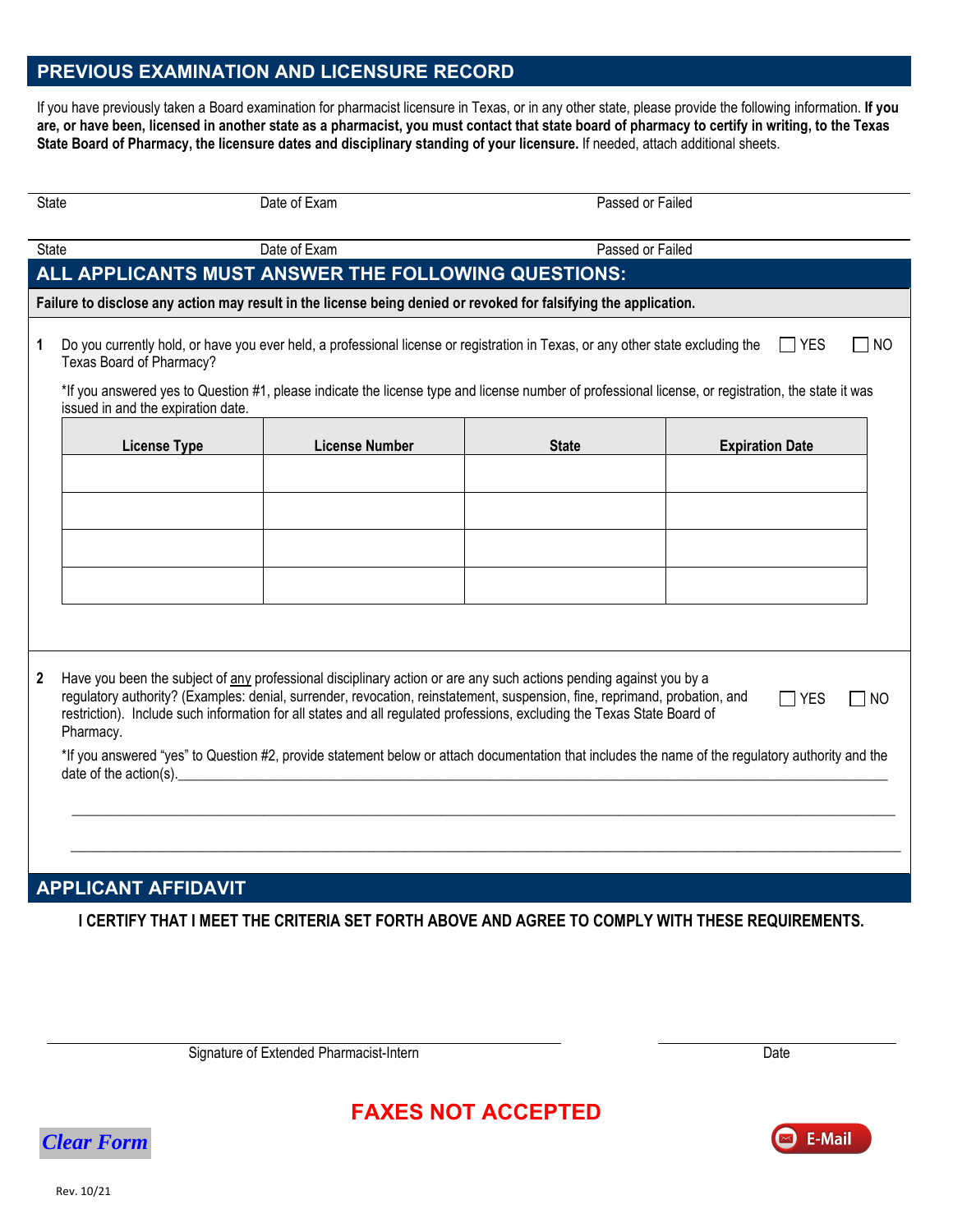## PREVIOUS EXAMINATION AND LICENSURE RECORD

If you have previously taken a Board examination for pharmacist licensure in Texas, or in any other state, please provide the following information. **If you are, or have been, licensed in another state as a pharmacist, you must contact that state board of pharmacy to certify in writing, to the Texas State Board of Pharmacy, the licensure dates and disciplinary standing of your licensure.** If needed, attach additional sheets.

State Date of Exam Passed or Failed

State Date of Exam Passed or Failed

## ALL APPLICANTS MUST ANSWER THE FOLLOWING QUESTIONS:

**Failure to disclose any action may result in the license being denied or revoked for falsifying the application.**

**1** Do you currently hold, or have you ever held, a professional license or registration in Texas, or any other state excluding the Texas Board of Pharmacy? ☐ YES ☐ NO

*If you answered yes to Question #1, please indicate the license type and license number of professional license, or registration, the state it was issued in and the expiration date.

| License Type | License Number | State | Expiration Date |
|---|---|---|---|
| | | | |
| | | | |
| | | | |
| | | | |

**2** Have you been the subject of any professional disciplinary action or are any such actions pending against you by a regulatory authority? (Examples: denial, surrender, revocation, reinstatement, suspension, fine, reprimand, probation, and restriction). Include such information for all states and all regulated professions, excluding the Texas State Board of Pharmacy. ☐ YES ☐ NO

*If you answered "yes" to Question #2, provide statement below or attach documentation that includes the name of the regulatory authority and the date of the action(s).______________________________________________

______________________________________________

______________________________________________

## APPLICANT AFFIDAVIT

**I CERTIFY THAT I MEET THE CRITERIA SET FORTH ABOVE AND AGREE TO COMPLY WITH THESE REQUIREMENTS.**

______________________________ Signature of Extended Pharmacist-Intern

______________________________ Date

**FAXES NOT ACCEPTED**

Clear Form

E-Mail

Rev. 10/21